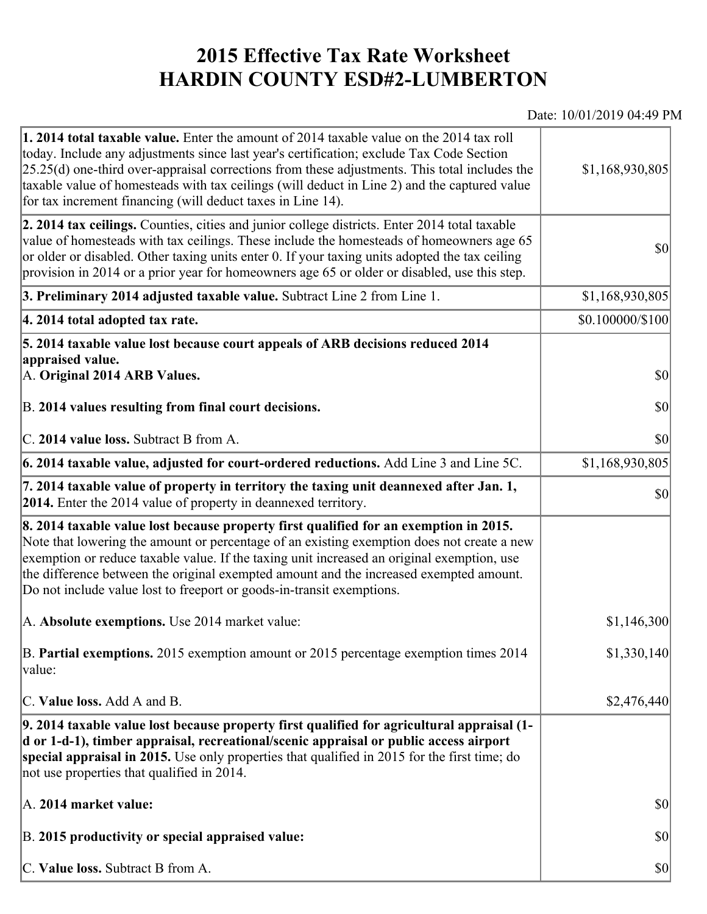# 2015 Effective Tax Rate Worksheet
# HARDIN COUNTY ESD#2-LUMBERTON

Date: 10/01/2019 04:49 PM

| | |
|---|---|
| **1. 2014 total taxable value.** Enter the amount of 2014 taxable value on the 2014 tax roll today. Include any adjustments since last year's certification; exclude Tax Code Section 25.25(d) one-third over-appraisal corrections from these adjustments. This total includes the taxable value of homesteads with tax ceilings (will deduct in Line 2) and the captured value for tax increment financing (will deduct taxes in Line 14). | $1,168,930,805 |
| **2. 2014 tax ceilings.** Counties, cities and junior college districts. Enter 2014 total taxable value of homesteads with tax ceilings. These include the homesteads of homeowners age 65 or older or disabled. Other taxing units enter 0. If your taxing units adopted the tax ceiling provision in 2014 or a prior year for homeowners age 65 or older or disabled, use this step. | $0 |
| **3. Preliminary 2014 adjusted taxable value.** Subtract Line 2 from Line 1. | $1,168,930,805 |
| **4. 2014 total adopted tax rate.** | $0.100000/$100 |
| **5. 2014 taxable value lost because court appeals of ARB decisions reduced 2014 appraised value.** | |
| A. **Original 2014 ARB Values.** | $0 |
| B. **2014 values resulting from final court decisions.** | $0 |
| C. **2014 value loss.** Subtract B from A. | $0 |
| **6. 2014 taxable value, adjusted for court-ordered reductions.** Add Line 3 and Line 5C. | $1,168,930,805 |
| **7. 2014 taxable value of property in territory the taxing unit deannexed after Jan. 1, 2014.** Enter the 2014 value of property in deannexed territory. | $0 |
| **8. 2014 taxable value lost because property first qualified for an exemption in 2015.** Note that lowering the amount or percentage of an existing exemption does not create a new exemption or reduce taxable value. If the taxing unit increased an original exemption, use the difference between the original exempted amount and the increased exempted amount. Do not include value lost to freeport or goods-in-transit exemptions. | |
| A. **Absolute exemptions.** Use 2014 market value: | $1,146,300 |
| B. **Partial exemptions.** 2015 exemption amount or 2015 percentage exemption times 2014 value: | $1,330,140 |
| C. **Value loss.** Add A and B. | $2,476,440 |
| **9. 2014 taxable value lost because property first qualified for agricultural appraisal (1-d or 1-d-1), timber appraisal, recreational/scenic appraisal or public access airport special appraisal in 2015.** Use only properties that qualified in 2015 for the first time; do not use properties that qualified in 2014. | |
| A. **2014 market value:** | $0 |
| B. **2015 productivity or special appraised value:** | $0 |
| C. **Value loss.** Subtract B from A. | $0 |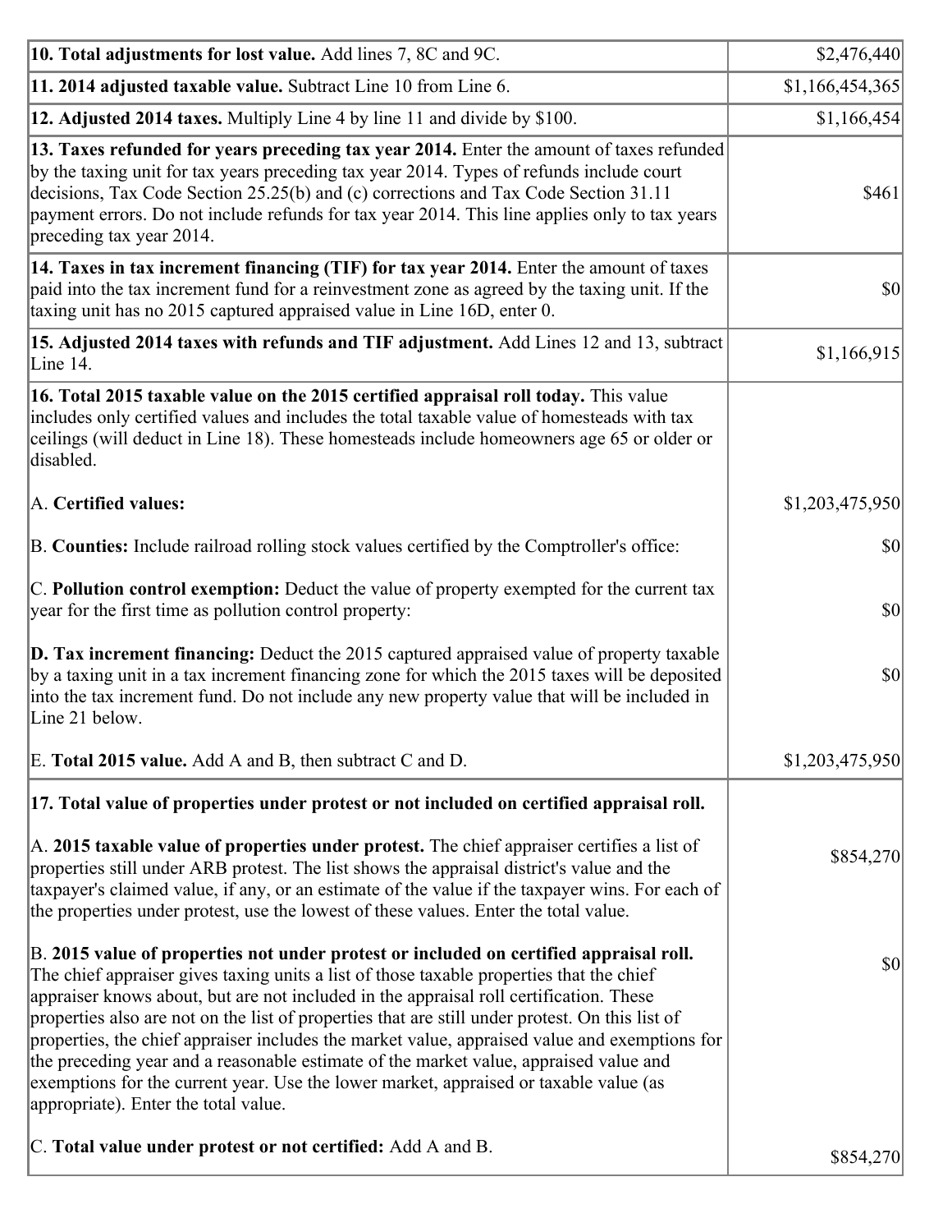| | |
|---|---|
| **10. Total adjustments for lost value.** Add lines 7, 8C and 9C. | $2,476,440 |
| **11. 2014 adjusted taxable value.** Subtract Line 10 from Line 6. | $1,166,454,365 |
| **12. Adjusted 2014 taxes.** Multiply Line 4 by line 11 and divide by $100. | $1,166,454 |
| **13. Taxes refunded for years preceding tax year 2014.** Enter the amount of taxes refunded by the taxing unit for tax years preceding tax year 2014. Types of refunds include court decisions, Tax Code Section 25.25(b) and (c) corrections and Tax Code Section 31.11 payment errors. Do not include refunds for tax year 2014. This line applies only to tax years preceding tax year 2014. | $461 |
| **14. Taxes in tax increment financing (TIF) for tax year 2014.** Enter the amount of taxes paid into the tax increment fund for a reinvestment zone as agreed by the taxing unit. If the taxing unit has no 2015 captured appraised value in Line 16D, enter 0. | $0 |
| **15. Adjusted 2014 taxes with refunds and TIF adjustment.** Add Lines 12 and 13, subtract Line 14. | $1,166,915 |
| **16. Total 2015 taxable value on the 2015 certified appraisal roll today.** This value includes only certified values and includes the total taxable value of homesteads with tax ceilings (will deduct in Line 18). These homesteads include homeowners age 65 or older or disabled. | |
| A. **Certified values:** | $1,203,475,950 |
| B. **Counties:** Include railroad rolling stock values certified by the Comptroller's office: | $0 |
| C. **Pollution control exemption:** Deduct the value of property exempted for the current tax year for the first time as pollution control property: | $0 |
| **D. Tax increment financing:** Deduct the 2015 captured appraised value of property taxable by a taxing unit in a tax increment financing zone for which the 2015 taxes will be deposited into the tax increment fund. Do not include any new property value that will be included in Line 21 below. | $0 |
| E. **Total 2015 value.** Add A and B, then subtract C and D. | $1,203,475,950 |
| **17. Total value of properties under protest or not included on certified appraisal roll.** | |
| A. **2015 taxable value of properties under protest.** The chief appraiser certifies a list of properties still under ARB protest. The list shows the appraisal district's value and the taxpayer's claimed value, if any, or an estimate of the value if the taxpayer wins. For each of the properties under protest, use the lowest of these values. Enter the total value. | $854,270 |
| B. **2015 value of properties not under protest or included on certified appraisal roll.** The chief appraiser gives taxing units a list of those taxable properties that the chief appraiser knows about, but are not included in the appraisal roll certification. These properties also are not on the list of properties that are still under protest. On this list of properties, the chief appraiser includes the market value, appraised value and exemptions for the preceding year and a reasonable estimate of the market value, appraised value and exemptions for the current year. Use the lower market, appraised or taxable value (as appropriate). Enter the total value. | $0 |
| C. **Total value under protest or not certified:** Add A and B. | $854,270 |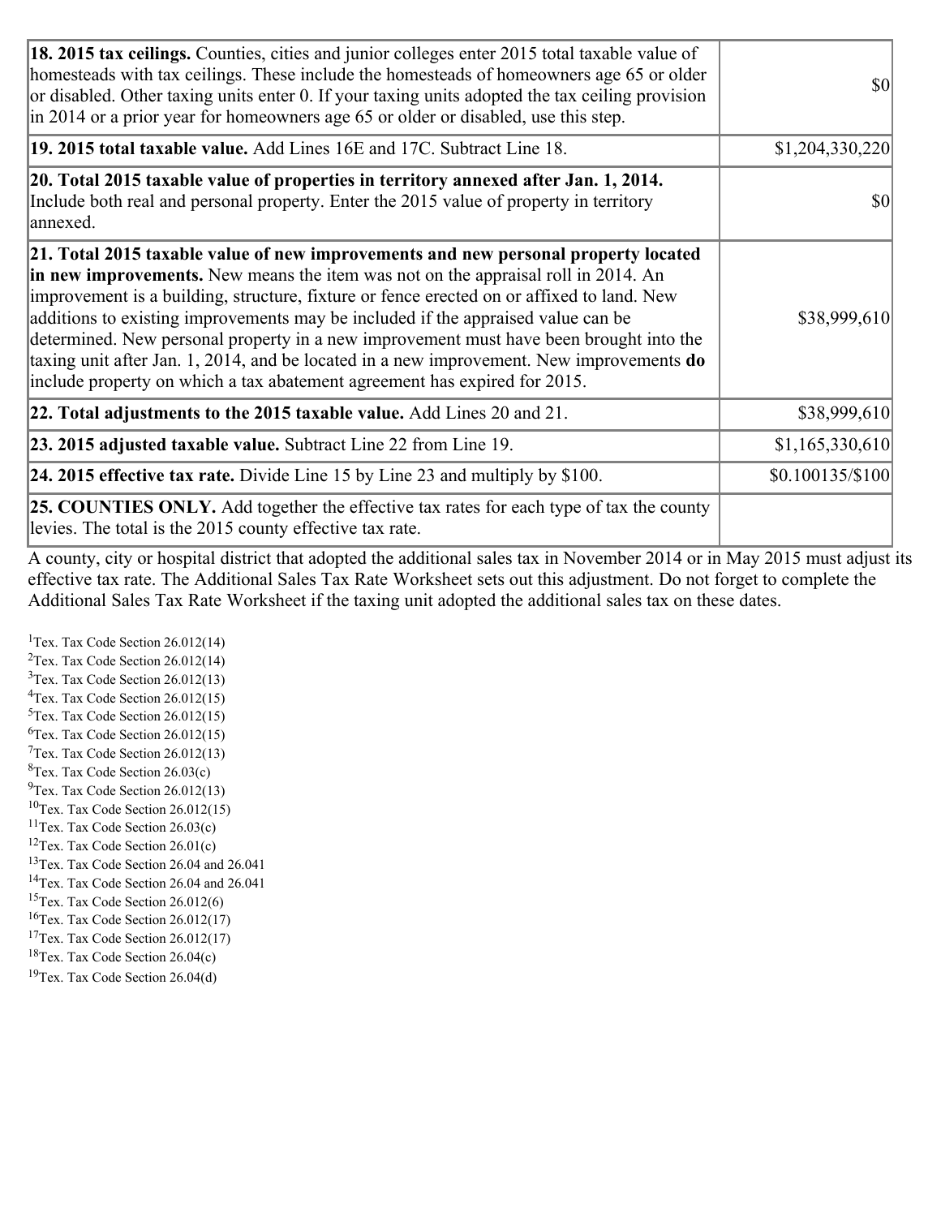| | |
|---|---|
| **18. 2015 tax ceilings.** Counties, cities and junior colleges enter 2015 total taxable value of homesteads with tax ceilings. These include the homesteads of homeowners age 65 or older or disabled. Other taxing units enter 0. If your taxing units adopted the tax ceiling provision in 2014 or a prior year for homeowners age 65 or older or disabled, use this step. | $0 |
| **19. 2015 total taxable value.** Add Lines 16E and 17C. Subtract Line 18. | $1,204,330,220 |
| **20. Total 2015 taxable value of properties in territory annexed after Jan. 1, 2014.** Include both real and personal property. Enter the 2015 value of property in territory annexed. | $0 |
| **21. Total 2015 taxable value of new improvements and new personal property located in new improvements.** New means the item was not on the appraisal roll in 2014. An improvement is a building, structure, fixture or fence erected on or affixed to land. New additions to existing improvements may be included if the appraised value can be determined. New personal property in a new improvement must have been brought into the taxing unit after Jan. 1, 2014, and be located in a new improvement. New improvements **do** include property on which a tax abatement agreement has expired for 2015. | $38,999,610 |
| **22. Total adjustments to the 2015 taxable value.** Add Lines 20 and 21. | $38,999,610 |
| **23. 2015 adjusted taxable value.** Subtract Line 22 from Line 19. | $1,165,330,610 |
| **24. 2015 effective tax rate.** Divide Line 15 by Line 23 and multiply by $100. | $0.100135/$100 |
| **25. COUNTIES ONLY.** Add together the effective tax rates for each type of tax the county levies. The total is the 2015 county effective tax rate. | |

A county, city or hospital district that adopted the additional sales tax in November 2014 or in May 2015 must adjust its effective tax rate. The Additional Sales Tax Rate Worksheet sets out this adjustment. Do not forget to complete the Additional Sales Tax Rate Worksheet if the taxing unit adopted the additional sales tax on these dates.

[1] Tex. Tax Code Section 26.012(14)
[2] Tex. Tax Code Section 26.012(14)
[3] Tex. Tax Code Section 26.012(13)
[4] Tex. Tax Code Section 26.012(15)
[5] Tex. Tax Code Section 26.012(15)
[6] Tex. Tax Code Section 26.012(15)
[7] Tex. Tax Code Section 26.012(13)
[8] Tex. Tax Code Section 26.03(c)
[9] Tex. Tax Code Section 26.012(13)
[10] Tex. Tax Code Section 26.012(15)
[11] Tex. Tax Code Section 26.03(c)
[12] Tex. Tax Code Section 26.01(c)
[13] Tex. Tax Code Section 26.04 and 26.041
[14] Tex. Tax Code Section 26.04 and 26.041
[15] Tex. Tax Code Section 26.012(6)
[16] Tex. Tax Code Section 26.012(17)
[17] Tex. Tax Code Section 26.012(17)
[18] Tex. Tax Code Section 26.04(c)
[19] Tex. Tax Code Section 26.04(d)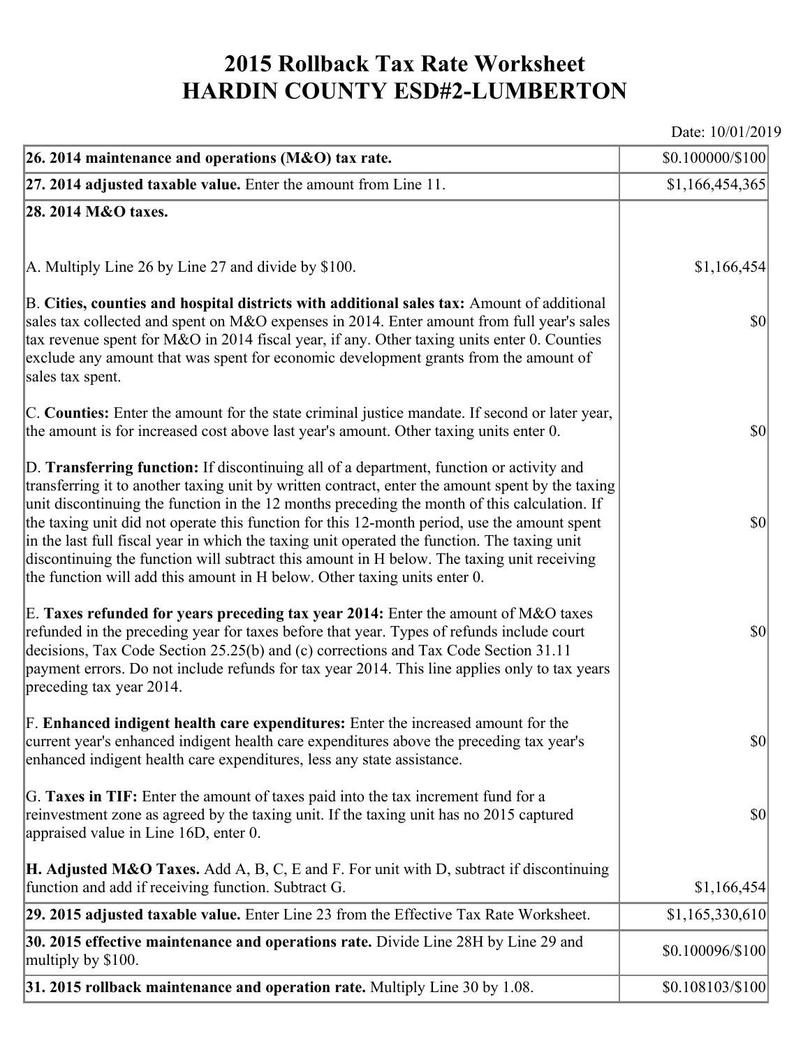# 2015 Rollback Tax Rate Worksheet
# HARDIN COUNTY ESD#2-LUMBERTON

Date: 10/01/2019

| | |
|---|---|
| **26. 2014 maintenance and operations (M&O) tax rate.** | $0.100000/$100 |
| **27. 2014 adjusted taxable value.** Enter the amount from Line 11. | $1,166,454,365 |
| **28. 2014 M&O taxes.** | |
| A. Multiply Line 26 by Line 27 and divide by $100. | $1,166,454 |
| B. **Cities, counties and hospital districts with additional sales tax:** Amount of additional sales tax collected and spent on M&O expenses in 2014. Enter amount from full year's sales tax revenue spent for M&O in 2014 fiscal year, if any. Other taxing units enter 0. Counties exclude any amount that was spent for economic development grants from the amount of sales tax spent. | $0 |
| C. **Counties:** Enter the amount for the state criminal justice mandate. If second or later year, the amount is for increased cost above last year's amount. Other taxing units enter 0. | $0 |
| D. **Transferring function:** If discontinuing all of a department, function or activity and transferring it to another taxing unit by written contract, enter the amount spent by the taxing unit discontinuing the function in the 12 months preceding the month of this calculation. If the taxing unit did not operate this function for this 12-month period, use the amount spent in the last full fiscal year in which the taxing unit operated the function. The taxing unit discontinuing the function will subtract this amount in H below. The taxing unit receiving the function will add this amount in H below. Other taxing units enter 0. | $0 |
| E. **Taxes refunded for years preceding tax year 2014:** Enter the amount of M&O taxes refunded in the preceding year for taxes before that year. Types of refunds include court decisions, Tax Code Section 25.25(b) and (c) corrections and Tax Code Section 31.11 payment errors. Do not include refunds for tax year 2014. This line applies only to tax years preceding tax year 2014. | $0 |
| F. **Enhanced indigent health care expenditures:** Enter the increased amount for the current year's enhanced indigent health care expenditures above the preceding tax year's enhanced indigent health care expenditures, less any state assistance. | $0 |
| G. **Taxes in TIF:** Enter the amount of taxes paid into the tax increment fund for a reinvestment zone as agreed by the taxing unit. If the taxing unit has no 2015 captured appraised value in Line 16D, enter 0. | $0 |
| **H. Adjusted M&O Taxes.** Add A, B, C, E and F. For unit with D, subtract if discontinuing function and add if receiving function. Subtract G. | $1,166,454 |
| **29. 2015 adjusted taxable value.** Enter Line 23 from the Effective Tax Rate Worksheet. | $1,165,330,610 |
| **30. 2015 effective maintenance and operations rate.** Divide Line 28H by Line 29 and multiply by $100. | $0.100096/$100 |
| **31. 2015 rollback maintenance and operation rate.** Multiply Line 30 by 1.08. | $0.108103/$100 |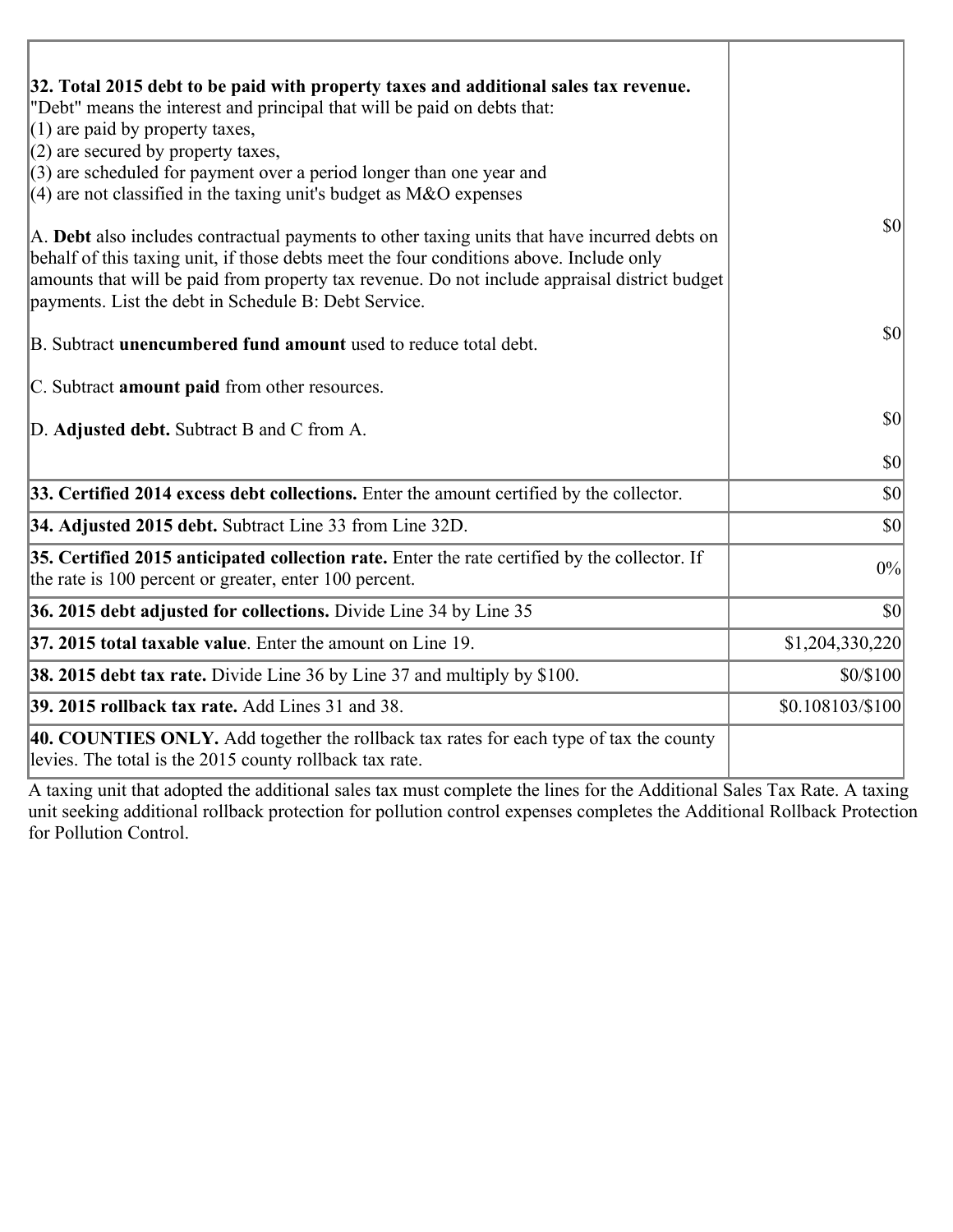| | |
|---|---|
| **32. Total 2015 debt to be paid with property taxes and additional sales tax revenue.**<br>"Debt" means the interest and principal that will be paid on debts that:<br>(1) are paid by property taxes,<br>(2) are secured by property taxes,<br>(3) are scheduled for payment over a period longer than one year and<br>(4) are not classified in the taxing unit's budget as M&O expenses<br><br>A. **Debt** also includes contractual payments to other taxing units that have incurred debts on behalf of this taxing unit, if those debts meet the four conditions above. Include only amounts that will be paid from property tax revenue. Do not include appraisal district budget payments. List the debt in Schedule B: Debt Service.<br><br>B. Subtract **unencumbered fund amount** used to reduce total debt.<br><br>C. Subtract **amount paid** from other resources.<br><br>D. **Adjusted debt.** Subtract B and C from A. | $0<br><br>$0<br><br>$0<br><br>$0 |
| **33. Certified 2014 excess debt collections.** Enter the amount certified by the collector. | $0 |
| **34. Adjusted 2015 debt.** Subtract Line 33 from Line 32D. | $0 |
| **35. Certified 2015 anticipated collection rate.** Enter the rate certified by the collector. If the rate is 100 percent or greater, enter 100 percent. | 0% |
| **36. 2015 debt adjusted for collections.** Divide Line 34 by Line 35 | $0 |
| **37. 2015 total taxable value**. Enter the amount on Line 19. | $1,204,330,220 |
| **38. 2015 debt tax rate.** Divide Line 36 by Line 37 and multiply by $100. | $0/$100 |
| **39. 2015 rollback tax rate.** Add Lines 31 and 38. | $0.108103/$100 |
| **40. COUNTIES ONLY.** Add together the rollback tax rates for each type of tax the county levies. The total is the 2015 county rollback tax rate. | |

A taxing unit that adopted the additional sales tax must complete the lines for the Additional Sales Tax Rate. A taxing unit seeking additional rollback protection for pollution control expenses completes the Additional Rollback Protection for Pollution Control.